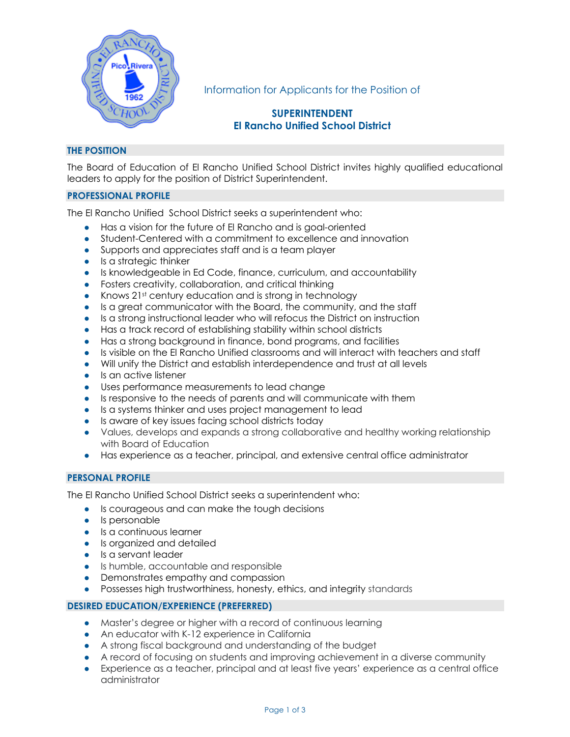Information for Applicants for the Position of

# SUPERINTENDENT
# El Rancho Unified School District

## THE POSITION

The Board of Education of El Rancho Unified School District invites highly qualified educational leaders to apply for the position of District Superintendent.

## PROFESSIONAL PROFILE

The El Rancho Unified School District seeks a superintendent who:

- Has a vision for the future of El Rancho and is goal-oriented
- Student-Centered with a commitment to excellence and innovation
- Supports and appreciates staff and is a team player
- Is a strategic thinker
- Is knowledgeable in Ed Code, finance, curriculum, and accountability
- Fosters creativity, collaboration, and critical thinking
- Knows 21st century education and is strong in technology
- Is a great communicator with the Board, the community, and the staff
- Is a strong instructional leader who will refocus the District on instruction
- Has a track record of establishing stability within school districts
- Has a strong background in finance, bond programs, and facilities
- Is visible on the El Rancho Unified classrooms and will interact with teachers and staff
- Will unify the District and establish interdependence and trust at all levels
- Is an active listener
- Uses performance measurements to lead change
- Is responsive to the needs of parents and will communicate with them
- Is a systems thinker and uses project management to lead
- Is aware of key issues facing school districts today
- Values, develops and expands a strong collaborative and healthy working relationship with Board of Education
- Has experience as a teacher, principal, and extensive central office administrator

## PERSONAL PROFILE

The El Rancho Unified School District seeks a superintendent who:

- Is courageous and can make the tough decisions
- Is personable
- Is a continuous learner
- Is organized and detailed
- Is a servant leader
- Is humble, accountable and responsible
- Demonstrates empathy and compassion
- Possesses high trustworthiness, honesty, ethics, and integrity standards

## DESIRED EDUCATION/EXPERIENCE (PREFERRED)

- Master's degree or higher with a record of continuous learning
- An educator with K-12 experience in California
- A strong fiscal background and understanding of the budget
- A record of focusing on students and improving achievement in a diverse community
- Experience as a teacher, principal and at least five years' experience as a central office administrator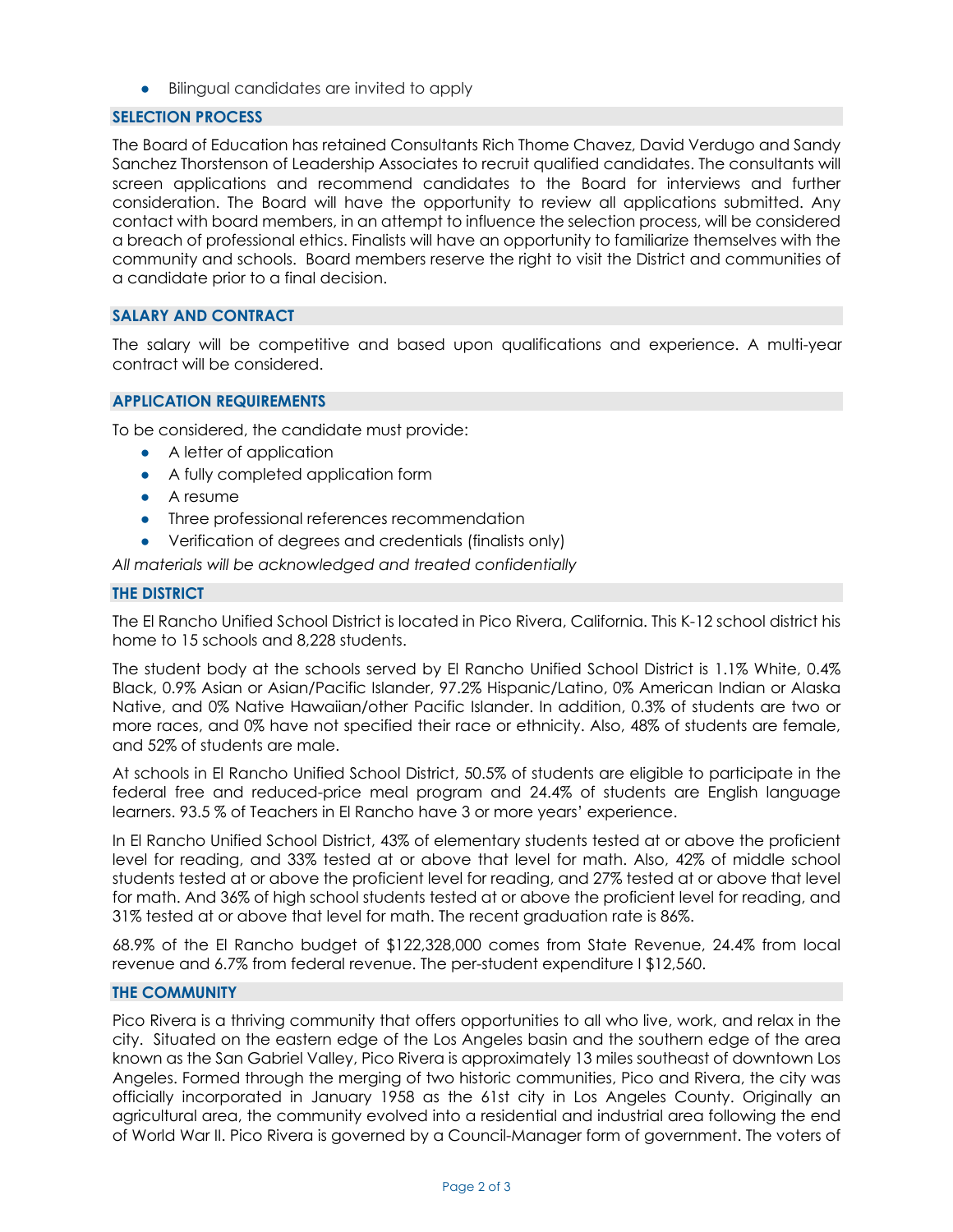- Bilingual candidates are invited to apply

## SELECTION PROCESS

The Board of Education has retained Consultants Rich Thome Chavez, David Verdugo and Sandy Sanchez Thorstenson of Leadership Associates to recruit qualified candidates. The consultants will screen applications and recommend candidates to the Board for interviews and further consideration. The Board will have the opportunity to review all applications submitted. Any contact with board members, in an attempt to influence the selection process, will be considered a breach of professional ethics. Finalists will have an opportunity to familiarize themselves with the community and schools. Board members reserve the right to visit the District and communities of a candidate prior to a final decision.

## SALARY AND CONTRACT

The salary will be competitive and based upon qualifications and experience. A multi-year contract will be considered.

## APPLICATION REQUIREMENTS

To be considered, the candidate must provide:

- A letter of application
- A fully completed application form
- A resume
- Three professional references recommendation
- Verification of degrees and credentials (finalists only)

*All materials will be acknowledged and treated confidentially*

## THE DISTRICT

The El Rancho Unified School District is located in Pico Rivera, California. This K-12 school district his home to 15 schools and 8,228 students.

The student body at the schools served by El Rancho Unified School District is 1.1% White, 0.4% Black, 0.9% Asian or Asian/Pacific Islander, 97.2% Hispanic/Latino, 0% American Indian or Alaska Native, and 0% Native Hawaiian/other Pacific Islander. In addition, 0.3% of students are two or more races, and 0% have not specified their race or ethnicity. Also, 48% of students are female, and 52% of students are male.

At schools in El Rancho Unified School District, 50.5% of students are eligible to participate in the federal free and reduced-price meal program and 24.4% of students are English language learners. 93.5 % of Teachers in El Rancho have 3 or more years' experience.

In El Rancho Unified School District, 43% of elementary students tested at or above the proficient level for reading, and 33% tested at or above that level for math. Also, 42% of middle school students tested at or above the proficient level for reading, and 27% tested at or above that level for math. And 36% of high school students tested at or above the proficient level for reading, and 31% tested at or above that level for math. The recent graduation rate is 86%.

68.9% of the El Rancho budget of $122,328,000 comes from State Revenue, 24.4% from local revenue and 6.7% from federal revenue. The per-student expenditure I $12,560.

## THE COMMUNITY

Pico Rivera is a thriving community that offers opportunities to all who live, work, and relax in the city. Situated on the eastern edge of the Los Angeles basin and the southern edge of the area known as the San Gabriel Valley, Pico Rivera is approximately 13 miles southeast of downtown Los Angeles. Formed through the merging of two historic communities, Pico and Rivera, the city was officially incorporated in January 1958 as the 61st city in Los Angeles County. Originally an agricultural area, the community evolved into a residential and industrial area following the end of World War II. Pico Rivera is governed by a Council-Manager form of government. The voters of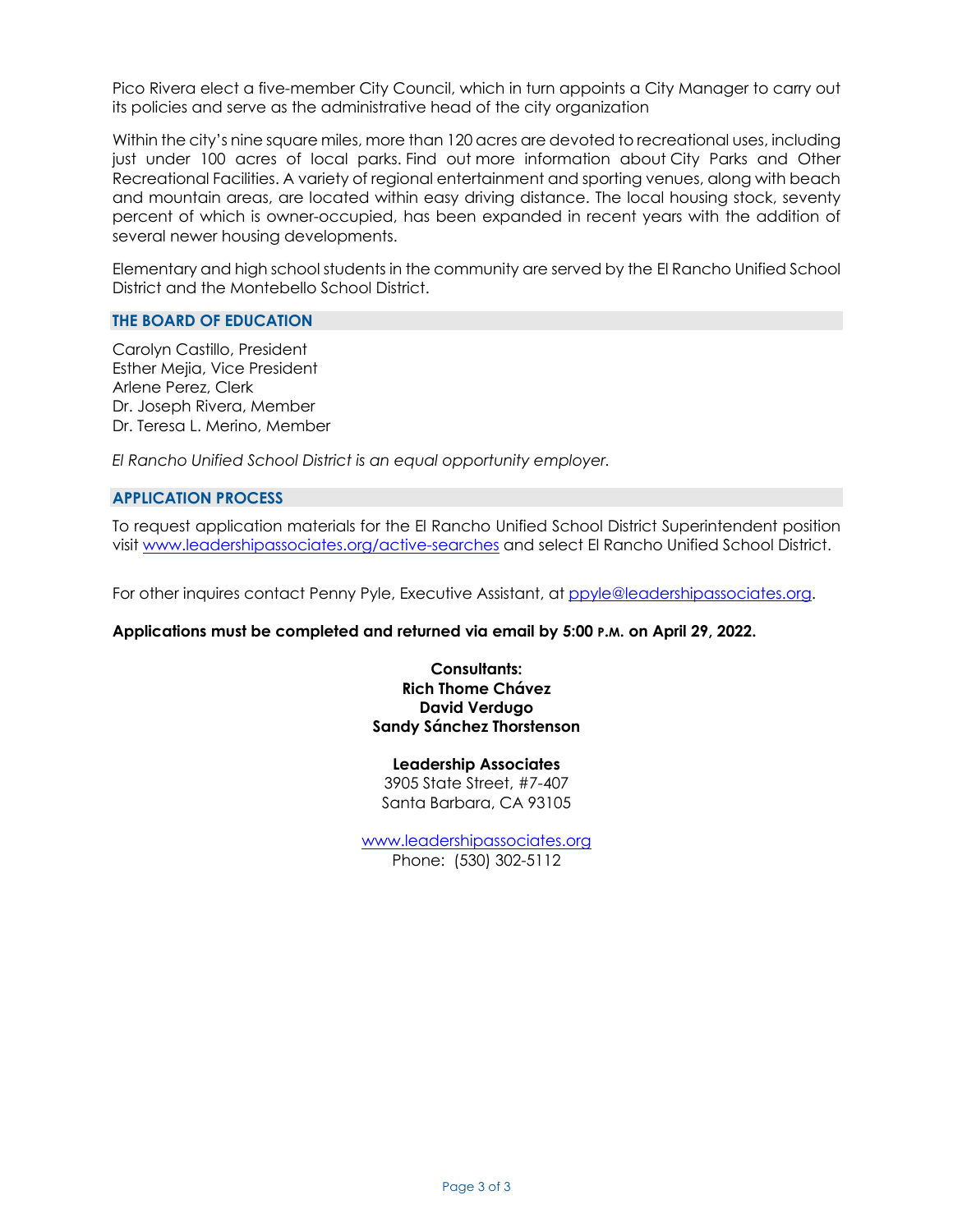Pico Rivera elect a five-member City Council, which in turn appoints a City Manager to carry out its policies and serve as the administrative head of the city organization

Within the city's nine square miles, more than 120 acres are devoted to recreational uses, including just under 100 acres of local parks. Find out more information about City Parks and Other Recreational Facilities. A variety of regional entertainment and sporting venues, along with beach and mountain areas, are located within easy driving distance. The local housing stock, seventy percent of which is owner-occupied, has been expanded in recent years with the addition of several newer housing developments.

Elementary and high school students in the community are served by the El Rancho Unified School District and the Montebello School District.

## THE BOARD OF EDUCATION

Carolyn Castillo, President
Esther Mejia, Vice President
Arlene Perez, Clerk
Dr. Joseph Rivera, Member
Dr. Teresa L. Merino, Member

*El Rancho Unified School District is an equal opportunity employer.*

## APPLICATION PROCESS

To request application materials for the El Rancho Unified School District Superintendent position visit [www.leadershipassociates.org/active-searches](www.leadershipassociates.org/active-searches) and select El Rancho Unified School District.

For other inquires contact Penny Pyle, Executive Assistant, at [ppyle@leadershipassociates.org](mailto:ppyle@leadershipassociates.org).

**Applications must be completed and returned via email by 5:00 P.M. on April 29, 2022.**

**Consultants:**
**Rich Thome Chávez**
**David Verdugo**
**Sandy Sánchez Thorstenson**

**Leadership Associates**
3905 State Street, #7-407
Santa Barbara, CA 93105

[www.leadershipassociates.org](www.leadershipassociates.org)
Phone: (530) 302-5112